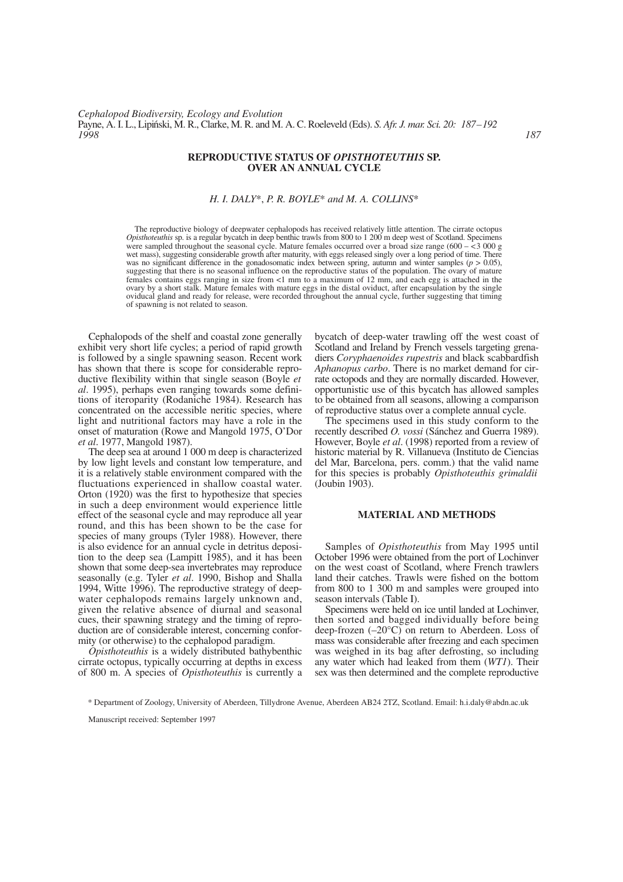# REPRODUCTIVE STATUS OF *OPISTHOTEUTHIS* SP. OVER AN ANNUAL CYCLE

*H. I. DALY*\*, *P. R. BOYLE*\* and *M. A. COLLINS*\*

The reproductive biology of deepwater cephalopods has received relatively little attention. The cirrate octopus *Opisthoteuthis* sp. is a regular bycatch in deep benthic trawls from 800 to 1 200 m deep west of Scotland. Specimens were sampled throughout the seasonal cycle. Mature females occurred over a broad size range (600 – <3 000 g wet mass), suggesting considerable growth after maturity, with eggs released singly over a long period of time. There was no significant difference in the gonadosomatic index between spring, autumn and winter samples ($p > 0.05$), suggesting that there is no seasonal influence on the reproductive status of the population. The ovary of mature females contains eggs ranging in size from <1 mm to a maximum of 12 mm, and each egg is attached in the ovary by a short stalk. Mature females with mature eggs in the distal oviduct, after encapsulation by the single oviducal gland and ready for release, were recorded throughout the annual cycle, further suggesting that timing of spawning is not related to season.

Cephalopods of the shelf and coastal zone generally exhibit very short life cycles; a period of rapid growth is followed by a single spawning season. Recent work has shown that there is scope for considerable reproductive flexibility within that single season (Boyle *et al*. 1995), perhaps even ranging towards some definitions of iteroparity (Rodaniche 1984). Research has concentrated on the accessible neritic species, where light and nutritional factors may have a role in the onset of maturation (Rowe and Mangold 1975, O'Dor *et al*. 1977, Mangold 1987).

The deep sea at around 1 000 m deep is characterized by low light levels and constant low temperature, and it is a relatively stable environment compared with the fluctuations experienced in shallow coastal water. Orton (1920) was the first to hypothesize that species in such a deep environment would experience little effect of the seasonal cycle and may reproduce all year round, and this has been shown to be the case for species of many groups (Tyler 1988). However, there is also evidence for an annual cycle in detritus deposition to the deep sea (Lampitt 1985), and it has been shown that some deep-sea invertebrates may reproduce seasonally (e.g. Tyler *et al*. 1990, Bishop and Shalla 1994, Witte 1996). The reproductive strategy of deep-water cephalopods remains largely unknown and, given the relative absence of diurnal and seasonal cues, their spawning strategy and the timing of reproduction are of considerable interest, concerning conformity (or otherwise) to the cephalopod paradigm.

*Opisthoteuthis* is a widely distributed bathybenthic cirrate octopus, typically occurring at depths in excess of 800 m. A species of *Opisthoteuthis* is currently a bycatch of deep-water trawling off the west coast of Scotland and Ireland by French vessels targeting grenadiers *Coryphaenoides rupestris* and black scabbardfish *Aphanopus carbo*. There is no market demand for cirrate octopods and they are normally discarded. However, opportunistic use of this bycatch has allowed samples to be obtained from all seasons, allowing a comparison of reproductive status over a complete annual cycle.

The specimens used in this study conform to the recently described *O. vossi* (Sánchez and Guerra 1989). However, Boyle *et al*. (1998) reported from a review of historic material by R. Villanueva (Instituto de Ciencias del Mar, Barcelona, pers. comm.) that the valid name for this species is probably *Opisthoteuthis grimaldii* (Joubin 1903).

## MATERIAL AND METHODS

Samples of *Opisthoteuthis* from May 1995 until October 1996 were obtained from the port of Lochinver on the west coast of Scotland, where French trawlers land their catches. Trawls were fished on the bottom from 800 to 1 300 m and samples were grouped into season intervals (Table I).

Specimens were held on ice until landed at Lochinver, then sorted and bagged individually before being deep-frozen (–20°C) on return to Aberdeen. Loss of mass was considerable after freezing and each specimen was weighed in its bag after defrosting, so including any water which had leaked from them (*WT1*). Their sex was then determined and the complete reproductive

\* Department of Zoology, University of Aberdeen, Tillydrone Avenue, Aberdeen AB24 2TZ, Scotland. Email: h.i.daly@abdn.ac.uk

Manuscript received: September 1997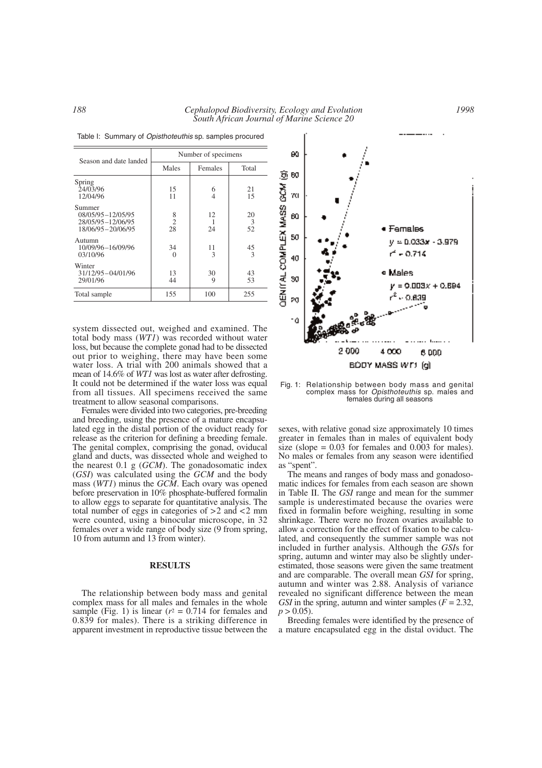Table I: Summary of *Opisthoteuthis* sp. samples procured

| Season and date landed | Number of specimens | | |
|---|---|---|---|
| | Males | Females | Total |
| Spring | | | |
| 24/03/96 | 15 | 6 | 21 |
| 12/04/96 | 11 | 4 | 15 |
| Summer | | | |
| 08/05/95–12/05/95 | 8 | 12 | 20 |
| 28/05/95–12/06/95 | 2 | 1 | 3 |
| 18/06/95–20/06/95 | 28 | 24 | 52 |
| Autumn | | | |
| 10/09/96–16/09/96 | 34 | 11 | 45 |
| 03/10/96 | 0 | 3 | 3 |
| Winter | | | |
| 31/12/95–04/01/96 | 13 | 30 | 43 |
| 29/01/96 | 44 | 9 | 53 |
| Total sample | 155 | 100 | 255 |

system dissected out, weighed and examined. The total body mass (*WT1*) was recorded without water loss, but because the complete gonad had to be dissected out prior to weighing, there may have been some water loss. A trial with 200 animals showed that a mean of 14.6% of *WT1* was lost as water after defrosting. It could not be determined if the water loss was equal from all tissues. All specimens received the same treatment to allow seasonal comparisons.

Females were divided into two categories, pre-breeding and breeding, using the presence of a mature encapsulated egg in the distal portion of the oviduct ready for release as the criterion for defining a breeding female. The genital complex, comprising the gonad, oviducal gland and ducts, was dissected whole and weighed to the nearest 0.1 g (*GCM*). The gonadosomatic index (*GSI*) was calculated using the *GCM* and the body mass (*WT1*) minus the *GCM*. Each ovary was opened before preservation in 10% phosphate-buffered formalin to allow eggs to separate for quantitative analysis. The total number of eggs in categories of >2 and <2 mm were counted, using a binocular microscope, in 32 females over a wide range of body size (9 from spring, 10 from autumn and 13 from winter).

## RESULTS

The relationship between body mass and genital complex mass for all males and females in the whole sample (Fig. 1) is linear ($r^2 = 0.714$ for females and 0.839 for males). There is a striking difference in apparent investment in reproductive tissue between the sexes, with relative gonad size approximately 10 times greater in females than in males of equivalent body size (slope = 0.03 for females and 0.003 for males). No males or females from any season were identified as "spent".

Fig. 1: Relationship between body mass and genital complex mass for *Opisthoteuthis* sp. males and females during all seasons

The means and ranges of body mass and gonadosomatic indices for females from each season are shown in Table II. The *GSI* range and mean for the summer sample is underestimated because the ovaries were fixed in formalin before weighing, resulting in some shrinkage. There were no frozen ovaries available to allow a correction for the effect of fixation to be calculated, and consequently the summer sample was not included in further analysis. Although the *GSI*s for spring, autumn and winter may also be slightly underestimated, those seasons were given the same treatment and are comparable. The overall mean *GSI* for spring, autumn and winter was 2.88. Analysis of variance revealed no significant difference between the mean *GSI* in the spring, autumn and winter samples ($F = 2.32$, $p > 0.05$).

Breeding females were identified by the presence of a mature encapsulated egg in the distal oviduct. The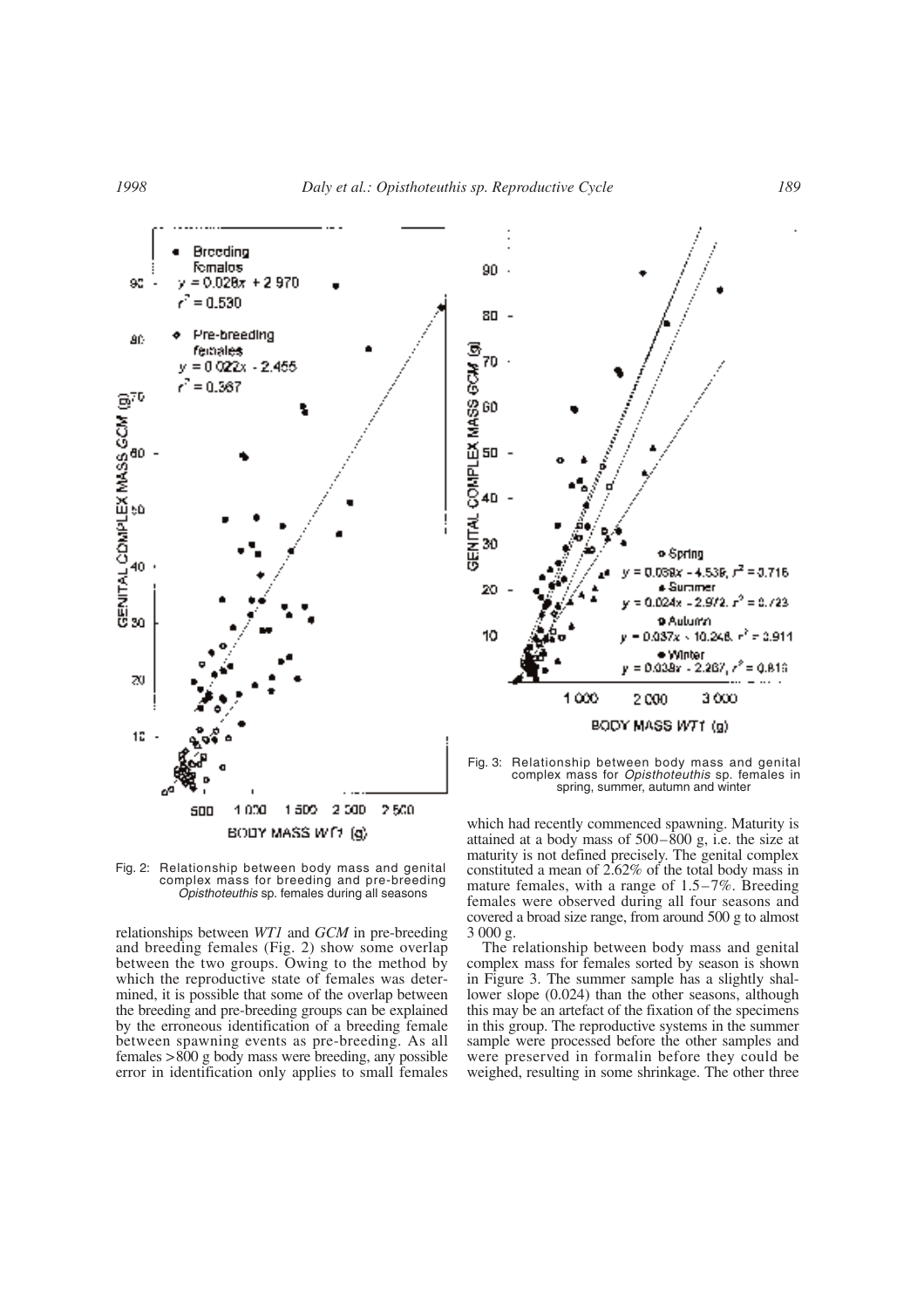Fig. 2: Relationship between body mass and genital complex mass for breeding and pre-breeding *Opisthoteuthis* sp. females during all seasons

relationships between *WT1* and *GCM* in pre-breeding and breeding females (Fig. 2) show some overlap between the two groups. Owing to the method by which the reproductive state of females was determined, it is possible that some of the overlap between the breeding and pre-breeding groups can be explained by the erroneous identification of a breeding female between spawning events as pre-breeding. As all females >800 g body mass were breeding, any possible error in identification only applies to small females which had recently commenced spawning. Maturity is attained at a body mass of 500–800 g, i.e. the size at maturity is not defined precisely. The genital complex constituted a mean of 2.62% of the total body mass in mature females, with a range of 1.5–7%. Breeding females were observed during all four seasons and covered a broad size range, from around 500 g to almost 3 000 g.

Fig. 3: Relationship between body mass and genital complex mass for *Opisthoteuthis* sp. females in spring, summer, autumn and winter

The relationship between body mass and genital complex mass for females sorted by season is shown in Figure 3. The summer sample has a slightly shallower slope (0.024) than the other seasons, although this may be an artefact of the fixation of the specimens in this group. The reproductive systems in the summer sample were processed before the other samples and were preserved in formalin before they could be weighed, resulting in some shrinkage. The other three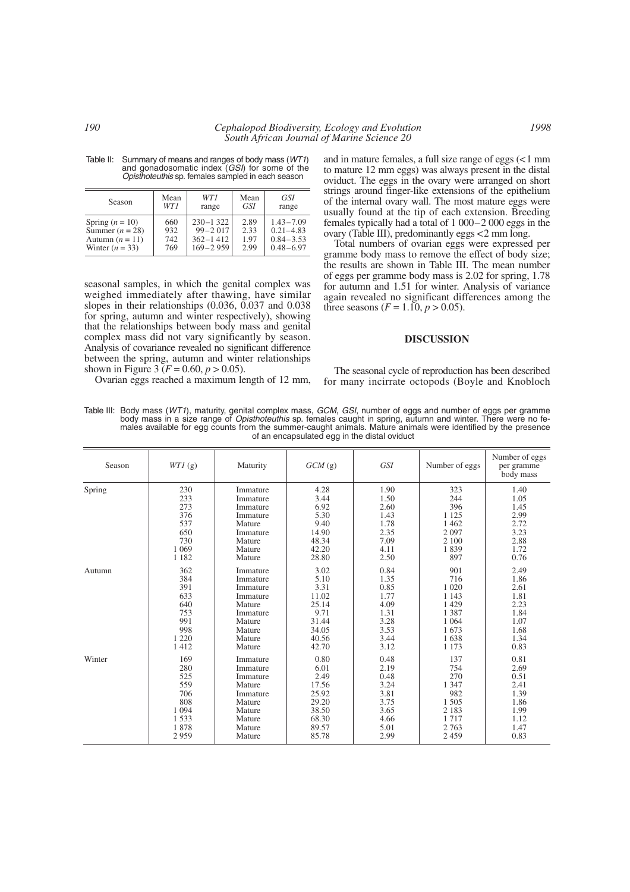Table II: Summary of means and ranges of body mass (*WT1*) and gonadosomatic index (*GSI*) for some of the *Opisthoteuthis* sp. females sampled in each season

| Season | Mean *WT1* | *WT1* range | Mean *GSI* | *GSI* range |
|---|---|---|---|---|
| Spring ($n$ = 10) | 660 | 230 – 1 322 | 2.89 | 1.43 – 7.09 |
| Summer ($n$ = 28) | 932 | 99 – 2 017 | 2.33 | 0.21 – 4.83 |
| Autumn ($n$ = 11) | 742 | 362 – 1 412 | 1.97 | 0.84 – 3.53 |
| Winter ($n$ = 33) | 769 | 169 – 2 959 | 2.99 | 0.48 – 6.97 |

seasonal samples, in which the genital complex was weighed immediately after thawing, have similar slopes in their relationships (0.036, 0.037 and 0.038 for spring, autumn and winter respectively), showing that the relationships between body mass and genital complex mass did not vary significantly by season. Analysis of covariance revealed no significant difference between the spring, autumn and winter relationships shown in Figure 3 ($F = 0.60$, $p > 0.05$).

Ovarian eggs reached a maximum length of 12 mm, and in mature females, a full size range of eggs (<1 mm to mature 12 mm eggs) was always present in the distal oviduct. The eggs in the ovary were arranged on short strings around finger-like extensions of the epithelium of the internal ovary wall. The most mature eggs were usually found at the tip of each extension. Breeding females typically had a total of 1 000 – 2 000 eggs in the ovary (Table III), predominantly eggs <2 mm long.

Total numbers of ovarian eggs were expressed per gramme body mass to remove the effect of body size; the results are shown in Table III. The mean number of eggs per gramme body mass is 2.02 for spring, 1.78 for autumn and 1.51 for winter. Analysis of variance again revealed no significant differences among the three seasons ($F = 1.10$, $p > 0.05$).

## DISCUSSION

The seasonal cycle of reproduction has been described for many incirrate octopods (Boyle and Knobloch

Table III: Body mass (*WT1*), maturity, genital complex mass, *GCM*, *GSI*, number of eggs and number of eggs per gramme body mass in a size range of *Opisthoteuthis* sp. females caught in spring, autumn and winter. There were no females available for egg counts from the summer-caught animals. Mature animals were identified by the presence of an encapsulated egg in the distal oviduct

| Season | *WT1* (g) | Maturity | *GCM* (g) | *GSI* | Number of eggs | Number of eggs per gramme body mass |
|---|---|---|---|---|---|---|
| Spring | 230 | Immature | 4.28 | 1.90 | 323 | 1.40 |
| | 233 | Immature | 3.44 | 1.50 | 244 | 1.05 |
| | 273 | Immature | 6.92 | 2.60 | 396 | 1.45 |
| | 376 | Immature | 5.30 | 1.43 | 1 125 | 2.99 |
| | 537 | Mature | 9.40 | 1.78 | 1 462 | 2.72 |
| | 650 | Immature | 14.90 | 2.35 | 2 097 | 3.23 |
| | 730 | Mature | 48.34 | 7.09 | 2 100 | 2.88 |
| | 1 069 | Mature | 42.20 | 4.11 | 1 839 | 1.72 |
| | 1 182 | Mature | 28.80 | 2.50 | 897 | 0.76 |
| Autumn | 362 | Immature | 3.02 | 0.84 | 901 | 2.49 |
| | 384 | Immature | 5.10 | 1.35 | 716 | 1.86 |
| | 391 | Immature | 3.31 | 0.85 | 1 020 | 2.61 |
| | 633 | Immature | 11.02 | 1.77 | 1 143 | 1.81 |
| | 640 | Mature | 25.14 | 4.09 | 1 429 | 2.23 |
| | 753 | Immature | 9.71 | 1.31 | 1 387 | 1.84 |
| | 991 | Mature | 31.44 | 3.28 | 1 064 | 1.07 |
| | 998 | Mature | 34.05 | 3.53 | 1 673 | 1.68 |
| | 1 220 | Mature | 40.56 | 3.44 | 1 638 | 1.34 |
| | 1 412 | Mature | 42.70 | 3.12 | 1 173 | 0.83 |
| Winter | 169 | Immature | 0.80 | 0.48 | 137 | 0.81 |
| | 280 | Immature | 6.01 | 2.19 | 754 | 2.69 |
| | 525 | Immature | 2.49 | 0.48 | 270 | 0.51 |
| | 559 | Mature | 17.56 | 3.24 | 1 347 | 2.41 |
| | 706 | Immature | 25.92 | 3.81 | 982 | 1.39 |
| | 808 | Mature | 29.20 | 3.75 | 1 505 | 1.86 |
| | 1 094 | Mature | 38.50 | 3.65 | 2 183 | 1.99 |
| | 1 533 | Mature | 68.30 | 4.66 | 1 717 | 1.12 |
| | 1 878 | Mature | 89.57 | 5.01 | 2 763 | 1.47 |
| | 2 959 | Mature | 85.78 | 2.99 | 2 459 | 0.83 |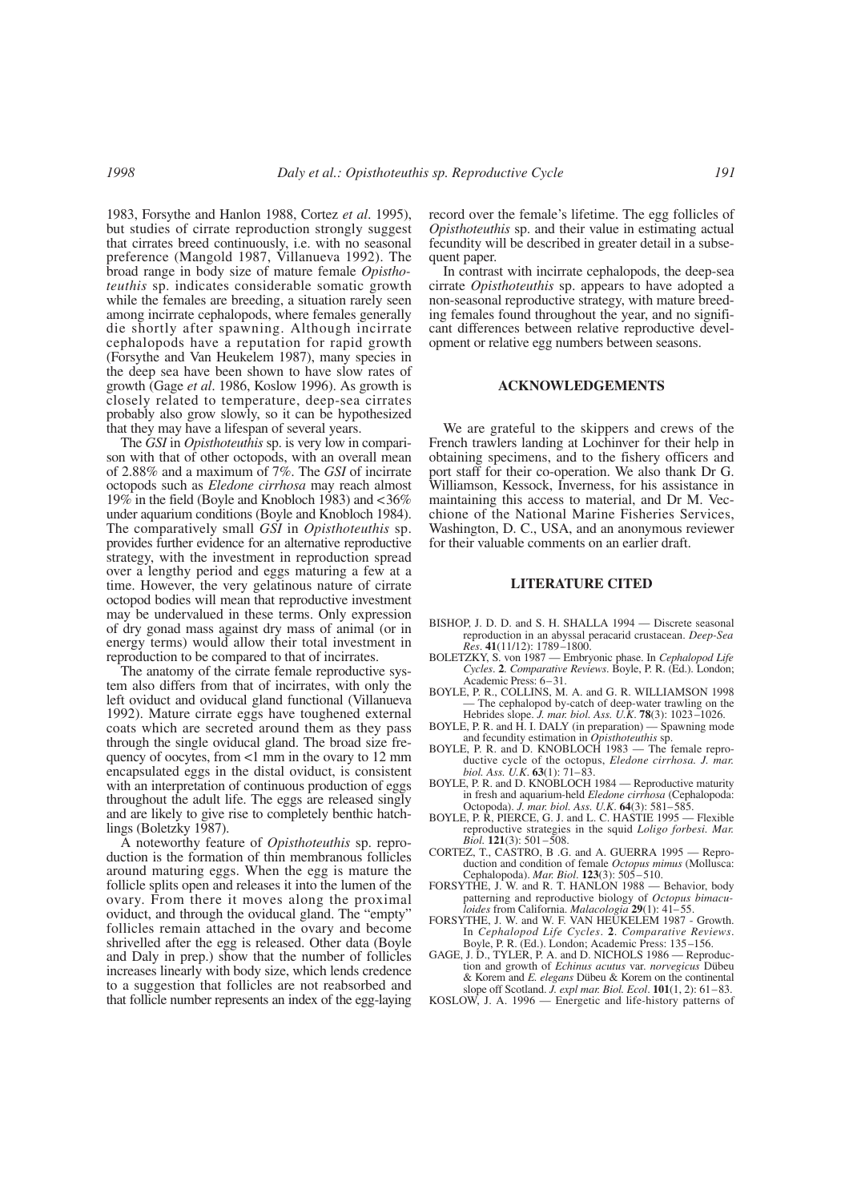1983, Forsythe and Hanlon 1988, Cortez *et al*. 1995), but studies of cirrate reproduction strongly suggest that cirrates breed continuously, i.e. with no seasonal preference (Mangold 1987, Villanueva 1992). The broad range in body size of mature female *Opisthoteuthis* sp. indicates considerable somatic growth while the females are breeding, a situation rarely seen among incirrate cephalopods, where females generally die shortly after spawning. Although incirrate cephalopods have a reputation for rapid growth (Forsythe and Van Heukelem 1987), many species in the deep sea have been shown to have slow rates of growth (Gage *et al*. 1986, Koslow 1996). As growth is closely related to temperature, deep-sea cirrates probably also grow slowly, so it can be hypothesized that they may have a lifespan of several years.

The *GSI* in *Opisthoteuthis* sp. is very low in comparison with that of other octopods, with an overall mean of 2.88% and a maximum of 7%. The *GSI* of incirrate octopods such as *Eledone cirrhosa* may reach almost 19% in the field (Boyle and Knobloch 1983) and <36% under aquarium conditions (Boyle and Knobloch 1984). The comparatively small *GSI* in *Opisthoteuthis* sp. provides further evidence for an alternative reproductive strategy, with the investment in reproduction spread over a lengthy period and eggs maturing a few at a time. However, the very gelatinous nature of cirrate octopod bodies will mean that reproductive investment may be undervalued in these terms. Only expression of dry gonad mass against dry mass of animal (or in energy terms) would allow their total investment in reproduction to be compared to that of incirrates.

The anatomy of the cirrate female reproductive system also differs from that of incirrates, with only the left oviduct and oviducal gland functional (Villanueva 1992). Mature cirrate eggs have toughened external coats which are secreted around them as they pass through the single oviducal gland. The broad size frequency of oocytes, from <1 mm in the ovary to 12 mm encapsulated eggs in the distal oviduct, is consistent with an interpretation of continuous production of eggs throughout the adult life. The eggs are released singly and are likely to give rise to completely benthic hatchlings (Boletzky 1987).

A noteworthy feature of *Opisthoteuthis* sp. reproduction is the formation of thin membranous follicles around maturing eggs. When the egg is mature the follicle splits open and releases it into the lumen of the ovary. From there it moves along the proximal oviduct, and through the oviducal gland. The "empty" follicles remain attached in the ovary and become shrivelled after the egg is released. Other data (Boyle and Daly in prep.) show that the number of follicles increases linearly with body size, which lends credence to a suggestion that follicles are not reabsorbed and that follicle number represents an index of the egg-laying record over the female's lifetime. The egg follicles of *Opisthoteuthis* sp. and their value in estimating actual fecundity will be described in greater detail in a subsequent paper.

In contrast with incirrate cephalopods, the deep-sea cirrate *Opisthoteuthis* sp. appears to have adopted a non-seasonal reproductive strategy, with mature breeding females found throughout the year, and no significant differences between relative reproductive development or relative egg numbers between seasons.

## ACKNOWLEDGEMENTS

We are grateful to the skippers and crews of the French trawlers landing at Lochinver for their help in obtaining specimens, and to the fishery officers and port staff for their co-operation. We also thank Dr G. Williamson, Kessock, Inverness, for his assistance in maintaining this access to material, and Dr M. Vecchione of the National Marine Fisheries Services, Washington, D. C., USA, and an anonymous reviewer for their valuable comments on an earlier draft.

## LITERATURE CITED

BISHOP, J. D. D. and S. H. SHALLA 1994 — Discrete seasonal reproduction in an abyssal peracarid crustacean. *Deep-Sea Res*. **41**(11/12): 1789–1800.

BOLETZKY, S. von 1987 — Embryonic phase. In *Cephalopod Life Cycles*. **2**. *Comparative Reviews*. Boyle, P. R. (Ed.). London; Academic Press: 6–31.

BOYLE, P. R., COLLINS, M. A. and G. R. WILLIAMSON 1998 — The cephalopod by-catch of deep-water trawling on the Hebrides slope. *J. mar. biol. Ass. U.K*. **78**(3): 1023–1026.

BOYLE, P. R. and H. I. DALY (in preparation) — Spawning mode and fecundity estimation in *Opisthoteuthis* sp.

BOYLE, P. R. and D. KNOBLOCH 1983 — The female reproductive cycle of the octopus, *Eledone cirrhosa. J. mar. biol. Ass. U.K*. **63**(1): 71–83.

BOYLE, P. R. and D. KNOBLOCH 1984 — Reproductive maturity in fresh and aquarium-held *Eledone cirrhosa* (Cephalopoda: Octopoda). *J. mar. biol. Ass. U.K*. **64**(3): 581–585.

BOYLE, P. R, PIERCE, G. J. and L. C. HASTIE 1995 — Flexible reproductive strategies in the squid *Loligo forbesi*. *Mar. Biol*. **121**(3): 501–508.

CORTEZ, T., CASTRO, B .G. and A. GUERRA 1995 — Reproduction and condition of female *Octopus mimus* (Mollusca: Cephalopoda). *Mar. Biol*. **123**(3): 505–510.

FORSYTHE, J. W. and R. T. HANLON 1988 — Behavior, body patterning and reproductive biology of *Octopus bimaculoides* from California. *Malacologia* **29**(1): 41–55.

FORSYTHE, J. W. and W. F. VAN HEUKELEM 1987 - Growth. In *Cephalopod Life Cycles*. **2**. *Comparative Reviews*. Boyle, P. R. (Ed.). London; Academic Press: 135–156.

GAGE, J. D., TYLER, P. A. and D. NICHOLS 1986 — Reproduction and growth of *Echinus acutus* var. *norvegicus* Dübeu & Korem and *E. elegans* Dübeu & Korem on the continental slope off Scotland. *J. expl mar. Biol. Ecol*. **101**(1, 2): 61–83.

KOSLOW, J. A. 1996 — Energetic and life-history patterns of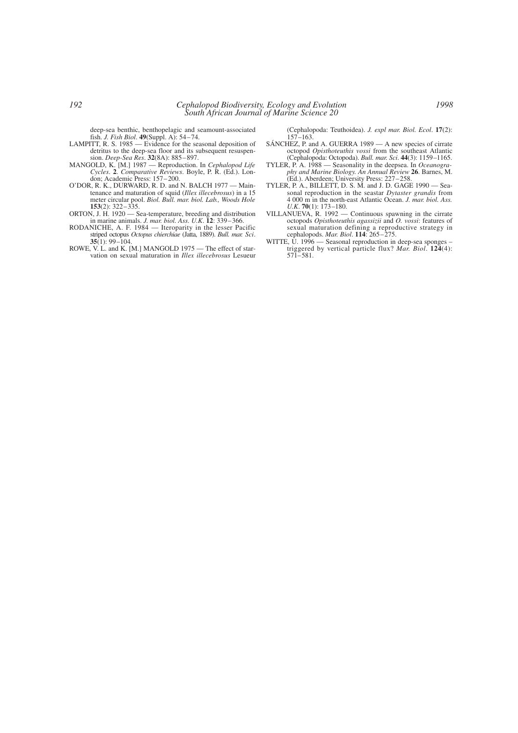deep-sea benthic, benthopelagic and seamount-associated fish. *J. Fish Biol*. **49**(Suppl. A): 54–74.

LAMPITT, R. S. 1985 — Evidence for the seasonal deposition of detritus to the deep-sea floor and its subsequent resuspension. *Deep-Sea Res*. **32**(8A): 885–897.

MANGOLD, K. [M.] 1987 — Reproduction. In *Cephalopod Life Cycles*. **2**. *Comparative Reviews*. Boyle, P. R. (Ed.). London; Academic Press: 157–200.

O'DOR, R. K., DURWARD, R. D. and N. BALCH 1977 — Maintenance and maturation of squid (*Illex illecebrosus*) in a 15 meter circular pool. *Biol. Bull. mar. biol. Lab., Woods Hole* **153**(2): 322–335.

ORTON, J. H. 1920 — Sea-temperature, breeding and distribution in marine animals. *J. mar. biol. Ass. U.K*. **12**: 339–366.

RODANICHE, A. F. 1984 — Iteroparity in the lesser Pacific striped octopus *Octopus chierchiae* (Jatta, 1889). *Bull. mar. Sci*. **35**(1): 99–104.

ROWE, V. L. and K. [M.] MANGOLD 1975 — The effect of starvation on sexual maturation in *Illex illecebrosus* Lesueur (Cephalopoda: Teuthoidea). *J. expl mar. Biol. Ecol*. **17**(2): 157–163.

SÁNCHEZ, P. and A. GUERRA 1989 — A new species of cirrate octopod *Opisthoteuthis vossi* from the southeast Atlantic (Cephalopoda: Octopoda). *Bull. mar. Sci*. **44**(3): 1159–1165.

TYLER, P. A. 1988 — Seasonality in the deepsea. In *Oceanography and Marine Biology. An Annual Review* **26**. Barnes, M. (Ed.). Aberdeen; University Press: 227–258.

TYLER, P. A., BILLETT, D. S. M. and J. D. GAGE 1990 — Seasonal reproduction in the seastar *Dytaster grandis* from 4 000 m in the north-east Atlantic Ocean. *J. mar. biol. Ass. U.K*. **70**(1): 173–180.

VILLANUEVA, R. 1992 — Continuous spawning in the cirrate octopods *Opisthoteuthis agassizii* and *O. vossi*: features of sexual maturation defining a reproductive strategy in cephalopods. *Mar. Biol*. **114**: 265–275.

WITTE, U. 1996 — Seasonal reproduction in deep-sea sponges – triggered by vertical particle flux? *Mar. Biol*. **124**(4): 571–581.